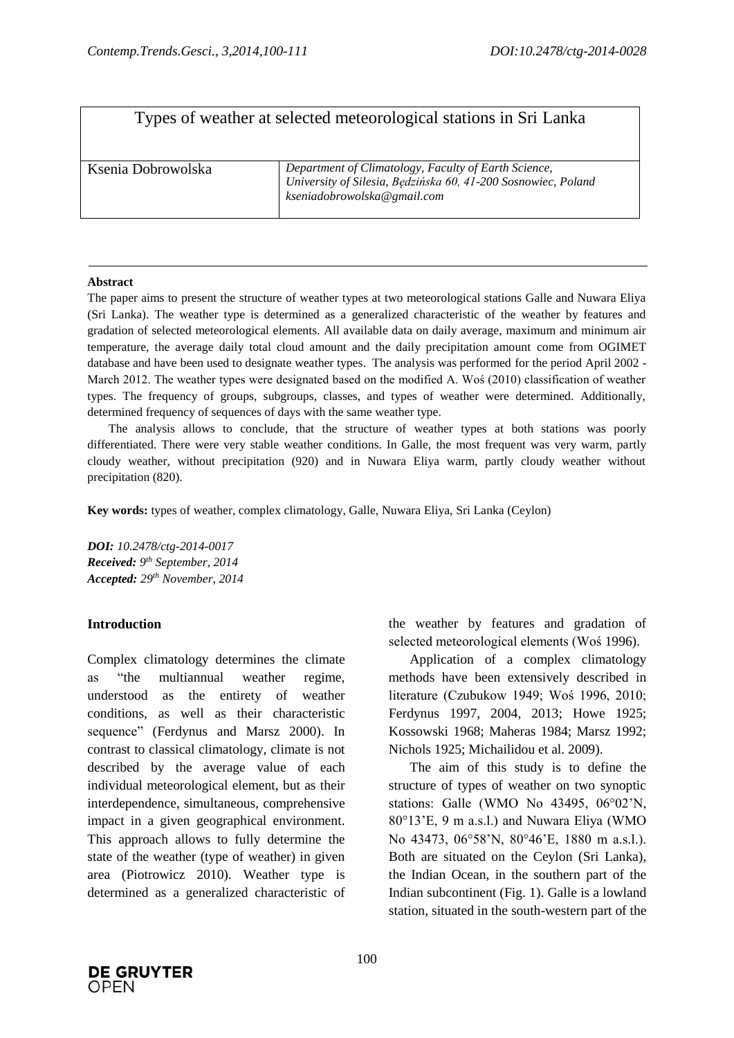# Types of weather at selected meteorological stations in Sri Lanka

| | |
|---|---|
| Ksenia Dobrowolska | *Department of Climatology, Faculty of Earth Science, University of Silesia, Będzińska 60, 41-200 Sosnowiec, Poland kseniadobrowolska@gmail.com* |

**Abstract**

The paper aims to present the structure of weather types at two meteorological stations Galle and Nuwara Eliya (Sri Lanka). The weather type is determined as a generalized characteristic of the weather by features and gradation of selected meteorological elements. All available data on daily average, maximum and minimum air temperature, the average daily total cloud amount and the daily precipitation amount come from OGIMET database and have been used to designate weather types. The analysis was performed for the period April 2002 - March 2012. The weather types were designated based on the modified A. Woś (2010) classification of weather types. The frequency of groups, subgroups, classes, and types of weather were determined. Additionally, determined frequency of sequences of days with the same weather type.

The analysis allows to conclude, that the structure of weather types at both stations was poorly differentiated. There were very stable weather conditions. In Galle, the most frequent was very warm, partly cloudy weather, without precipitation (920) and in Nuwara Eliya warm, partly cloudy weather without precipitation (820).

**Key words:** types of weather, complex climatology, Galle, Nuwara Eliya, Sri Lanka (Ceylon)

***DOI:*** *10.2478/ctg-2014-0017*
***Received:*** *9th September, 2014*
***Accepted:*** *29th November, 2014*

## Introduction

Complex climatology determines the climate as "the multiannual weather regime, understood as the entirety of weather conditions, as well as their characteristic sequence" (Ferdynus and Marsz 2000). In contrast to classical climatology, climate is not described by the average value of each individual meteorological element, but as their interdependence, simultaneous, comprehensive impact in a given geographical environment. This approach allows to fully determine the state of the weather (type of weather) in given area (Piotrowicz 2010). Weather type is determined as a generalized characteristic of the weather by features and gradation of selected meteorological elements (Woś 1996).

Application of a complex climatology methods have been extensively described in literature (Czubukow 1949; Woś 1996, 2010; Ferdynus 1997, 2004, 2013; Howe 1925; Kossowski 1968; Maheras 1984; Marsz 1992; Nichols 1925; Michailidou et al. 2009).

The aim of this study is to define the structure of types of weather on two synoptic stations: Galle (WMO No 43495, 06°02'N, 80°13'E, 9 m a.s.l.) and Nuwara Eliya (WMO No 43473, 06°58'N, 80°46'E, 1880 m a.s.l.). Both are situated on the Ceylon (Sri Lanka), the Indian Ocean, in the southern part of the Indian subcontinent (Fig. 1). Galle is a lowland station, situated in the south-western part of the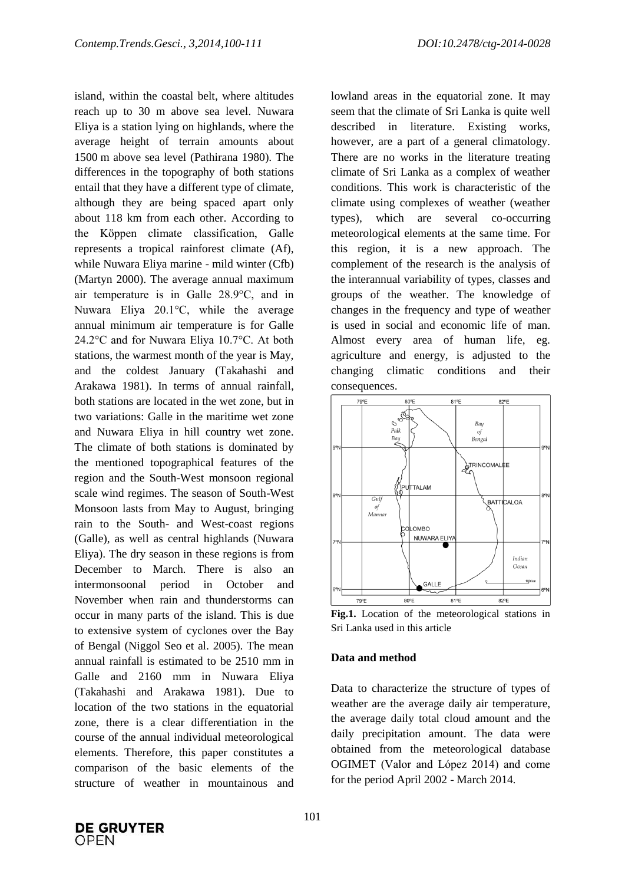island, within the coastal belt, where altitudes reach up to 30 m above sea level. Nuwara Eliya is a station lying on highlands, where the average height of terrain amounts about 1500 m above sea level (Pathirana 1980). The differences in the topography of both stations entail that they have a different type of climate, although they are being spaced apart only about 118 km from each other. According to the Köppen climate classification, Galle represents a tropical rainforest climate (Af), while Nuwara Eliya marine - mild winter (Cfb) (Martyn 2000). The average annual maximum air temperature is in Galle 28.9°C, and in Nuwara Eliya 20.1°C, while the average annual minimum air temperature is for Galle 24.2°C and for Nuwara Eliya 10.7°C. At both stations, the warmest month of the year is May, and the coldest January (Takahashi and Arakawa 1981). In terms of annual rainfall, both stations are located in the wet zone, but in two variations: Galle in the maritime wet zone and Nuwara Eliya in hill country wet zone. The climate of both stations is dominated by the mentioned topographical features of the region and the South-West monsoon regional scale wind regimes. The season of South-West Monsoon lasts from May to August, bringing rain to the South- and West-coast regions (Galle), as well as central highlands (Nuwara Eliya). The dry season in these regions is from December to March. There is also an intermonsoonal period in October and November when rain and thunderstorms can occur in many parts of the island. This is due to extensive system of cyclones over the Bay of Bengal (Niggol Seo et al. 2005). The mean annual rainfall is estimated to be 2510 mm in Galle and 2160 mm in Nuwara Eliya (Takahashi and Arakawa 1981). Due to location of the two stations in the equatorial zone, there is a clear differentiation in the course of the annual individual meteorological elements. Therefore, this paper constitutes a comparison of the basic elements of the structure of weather in mountainous and lowland areas in the equatorial zone. It may seem that the climate of Sri Lanka is quite well described in literature. Existing works, however, are a part of a general climatology. There are no works in the literature treating climate of Sri Lanka as a complex of weather conditions. This work is characteristic of the climate using complexes of weather (weather types), which are several co-occurring meteorological elements at the same time. For this region, it is a new approach. The complement of the research is the analysis of the interannual variability of types, classes and groups of the weather. The knowledge of changes in the frequency and type of weather is used in social and economic life of man. Almost every area of human life, eg. agriculture and energy, is adjusted to the changing climatic conditions and their consequences.

79°E 80°E 81°E 82°E

Palk Bay

Bay of Bengal

9°N

TRINCOMALEE

PUTTALAM

8°N

Gulf of Mannar

BATTICALOA

COLOMBO

NUWARA ELIYA

7°N

Indian Ocean

GALLE

0 100 km

6°N

**Fig.1.** Location of the meteorological stations in Sri Lanka used in this article

## Data and method

Data to characterize the structure of types of weather are the average daily air temperature, the average daily total cloud amount and the daily precipitation amount. The data were obtained from the meteorological database OGIMET (Valor and López 2014) and come for the period April 2002 - March 2014.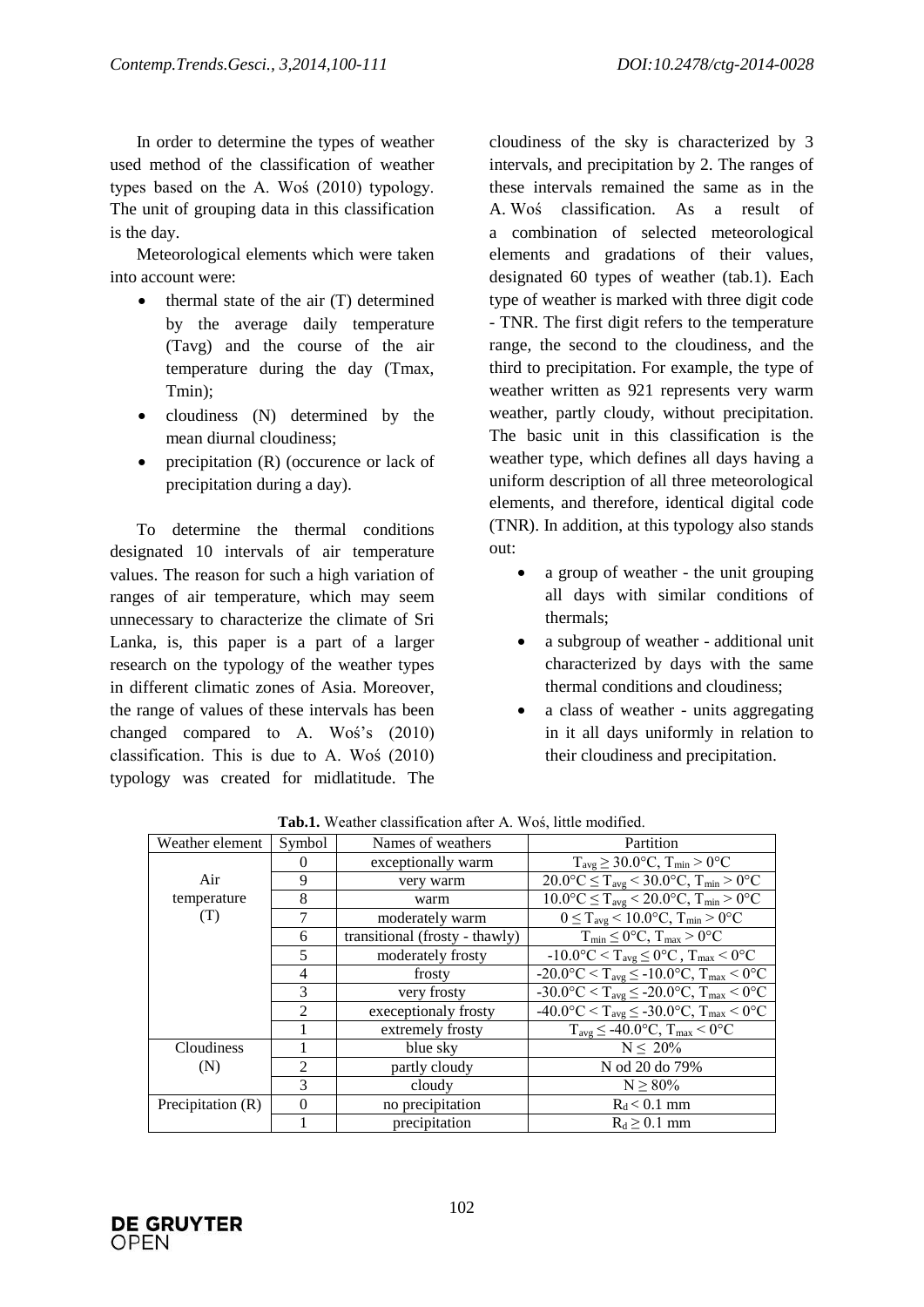In order to determine the types of weather used method of the classification of weather types based on the A. Woś (2010) typology. The unit of grouping data in this classification is the day.

Meteorological elements which were taken into account were:

- thermal state of the air (T) determined by the average daily temperature (Tavg) and the course of the air temperature during the day (Tmax, Tmin);
- cloudiness (N) determined by the mean diurnal cloudiness;
- precipitation (R) (occurence or lack of precipitation during a day).

To determine the thermal conditions designated 10 intervals of air temperature values. The reason for such a high variation of ranges of air temperature, which may seem unnecessary to characterize the climate of Sri Lanka, is, this paper is a part of a larger research on the typology of the weather types in different climatic zones of Asia. Moreover, the range of values of these intervals has been changed compared to A. Woś's (2010) classification. This is due to A. Woś (2010) typology was created for midlatitude. The cloudiness of the sky is characterized by 3 intervals, and precipitation by 2. The ranges of these intervals remained the same as in the A. Woś classification. As a result of a combination of selected meteorological elements and gradations of their values, designated 60 types of weather (tab.1). Each type of weather is marked with three digit code - TNR. The first digit refers to the temperature range, the second to the cloudiness, and the third to precipitation. For example, the type of weather written as 921 represents very warm weather, partly cloudy, without precipitation. The basic unit in this classification is the weather type, which defines all days having a uniform description of all three meteorological elements, and therefore, identical digital code (TNR). In addition, at this typology also stands out:

- a group of weather - the unit grouping all days with similar conditions of thermals;
- a subgroup of weather - additional unit characterized by days with the same thermal conditions and cloudiness;
- a class of weather - units aggregating in it all days uniformly in relation to their cloudiness and precipitation.

**Tab.1.** Weather classification after A. Woś, little modified.

| Weather element | Symbol | Names of weathers | Partition |
|---|---|---|---|
| Air temperature (T) | 0 | exceptionally warm | $T_{avg} \geq 30.0°C$, $T_{min} > 0°C$ |
| | 9 | very warm | $20.0°C \leq T_{avg} < 30.0°C$, $T_{min} > 0°C$ |
| | 8 | warm | $10.0°C \leq T_{avg} < 20.0°C$, $T_{min} > 0°C$ |
| | 7 | moderately warm | $0 \leq T_{avg} < 10.0°C$, $T_{min} > 0°C$ |
| | 6 | transitional (frosty - thawly) | $T_{min} \leq 0°C$, $T_{max} > 0°C$ |
| | 5 | moderately frosty | $-10.0°C < T_{avg} \leq 0°C$ , $T_{max} < 0°C$ |
| | 4 | frosty | $-20.0°C < T_{avg} \leq -10.0°C$, $T_{max} < 0°C$ |
| | 3 | very frosty | $-30.0°C < T_{avg} \leq -20.0°C$, $T_{max} < 0°C$ |
| | 2 | execeptionaly frosty | $-40.0°C < T_{avg} \leq -30.0°C$, $T_{max} < 0°C$ |
| | 1 | extremely frosty | $T_{avg} \leq -40.0°C$, $T_{max} < 0°C$ |
| Cloudiness (N) | 1 | blue sky | $N \leq 20\%$ |
| | 2 | partly cloudy | N od 20 do 79% |
| | 3 | cloudy | $N \geq 80\%$ |
| Precipitation (R) | 0 | no precipitation | $R_d < 0.1$ mm |
| | 1 | precipitation | $R_d \geq 0.1$ mm |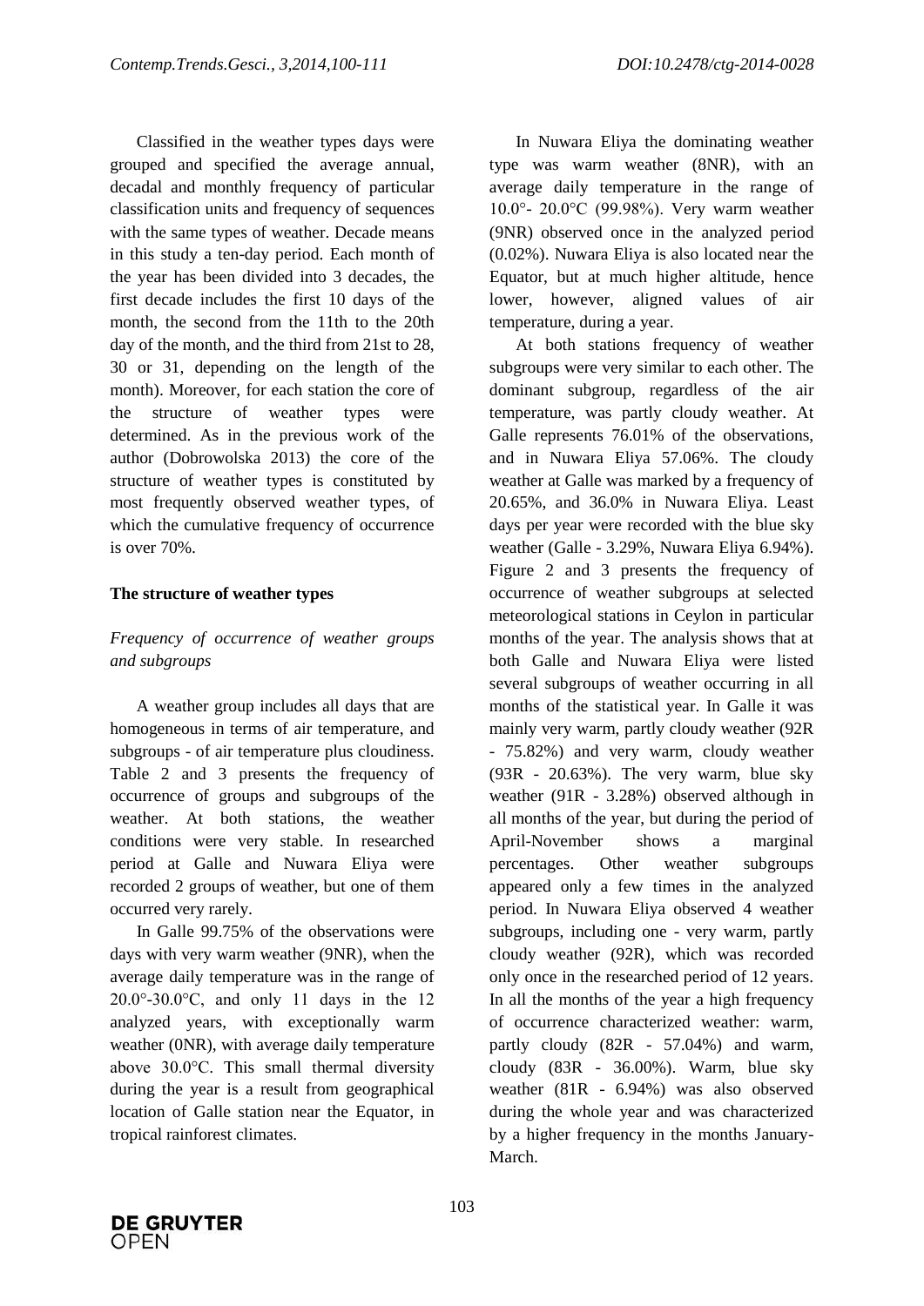Classified in the weather types days were grouped and specified the average annual, decadal and monthly frequency of particular classification units and frequency of sequences with the same types of weather. Decade means in this study a ten-day period. Each month of the year has been divided into 3 decades, the first decade includes the first 10 days of the month, the second from the 11th to the 20th day of the month, and the third from 21st to 28, 30 or 31, depending on the length of the month). Moreover, for each station the core of the structure of weather types were determined. As in the previous work of the author (Dobrowolska 2013) the core of the structure of weather types is constituted by most frequently observed weather types, of which the cumulative frequency of occurrence is over 70%.

## The structure of weather types

### *Frequency of occurrence of weather groups and subgroups*

A weather group includes all days that are homogeneous in terms of air temperature, and subgroups - of air temperature plus cloudiness. Table 2 and 3 presents the frequency of occurrence of groups and subgroups of the weather. At both stations, the weather conditions were very stable. In researched period at Galle and Nuwara Eliya were recorded 2 groups of weather, but one of them occurred very rarely.

In Galle 99.75% of the observations were days with very warm weather (9NR), when the average daily temperature was in the range of 20.0°-30.0°C, and only 11 days in the 12 analyzed years, with exceptionally warm weather (0NR), with average daily temperature above 30.0°C. This small thermal diversity during the year is a result from geographical location of Galle station near the Equator, in tropical rainforest climates.

In Nuwara Eliya the dominating weather type was warm weather (8NR), with an average daily temperature in the range of 10.0°- 20.0°C (99.98%). Very warm weather (9NR) observed once in the analyzed period (0.02%). Nuwara Eliya is also located near the Equator, but at much higher altitude, hence lower, however, aligned values of air temperature, during a year.

At both stations frequency of weather subgroups were very similar to each other. The dominant subgroup, regardless of the air temperature, was partly cloudy weather. At Galle represents 76.01% of the observations, and in Nuwara Eliya 57.06%. The cloudy weather at Galle was marked by a frequency of 20.65%, and 36.0% in Nuwara Eliya. Least days per year were recorded with the blue sky weather (Galle - 3.29%, Nuwara Eliya 6.94%). Figure 2 and 3 presents the frequency of occurrence of weather subgroups at selected meteorological stations in Ceylon in particular months of the year. The analysis shows that at both Galle and Nuwara Eliya were listed several subgroups of weather occurring in all months of the statistical year. In Galle it was mainly very warm, partly cloudy weather (92R - 75.82%) and very warm, cloudy weather (93R - 20.63%). The very warm, blue sky weather (91R - 3.28%) observed although in all months of the year, but during the period of April-November shows a marginal percentages. Other weather subgroups appeared only a few times in the analyzed period. In Nuwara Eliya observed 4 weather subgroups, including one - very warm, partly cloudy weather (92R), which was recorded only once in the researched period of 12 years. In all the months of the year a high frequency of occurrence characterized weather: warm, partly cloudy (82R - 57.04%) and warm, cloudy (83R - 36.00%). Warm, blue sky weather (81R - 6.94%) was also observed during the whole year and was characterized by a higher frequency in the months January-March.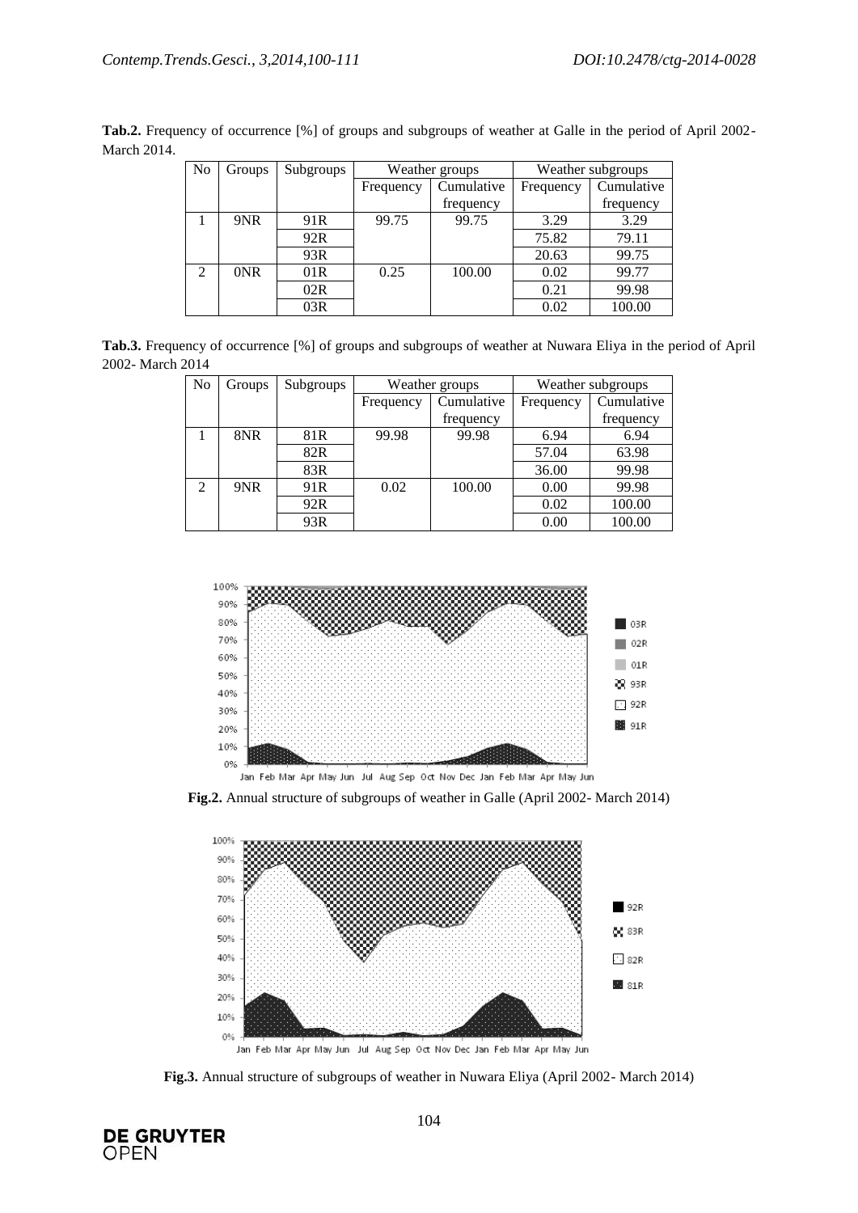**Tab.2.** Frequency of occurrence [%] of groups and subgroups of weather at Galle in the period of April 2002-March 2014.

| No | Groups | Subgroups | Weather groups | | Weather subgroups | |
|---|---|---|---|---|---|---|
| | | | Frequency | Cumulative frequency | Frequency | Cumulative frequency |
| 1 | 9NR | 91R | 99.75 | 99.75 | 3.29 | 3.29 |
| | | 92R | | | 75.82 | 79.11 |
| | | 93R | | | 20.63 | 99.75 |
| 2 | 0NR | 01R | 0.25 | 100.00 | 0.02 | 99.77 |
| | | 02R | | | 0.21 | 99.98 |
| | | 03R | | | 0.02 | 100.00 |

**Tab.3.** Frequency of occurrence [%] of groups and subgroups of weather at Nuwara Eliya in the period of April 2002- March 2014

| No | Groups | Subgroups | Weather groups | | Weather subgroups | |
|---|---|---|---|---|---|---|
| | | | Frequency | Cumulative frequency | Frequency | Cumulative frequency |
| 1 | 8NR | 81R | 99.98 | 99.98 | 6.94 | 6.94 |
| | | 82R | | | 57.04 | 63.98 |
| | | 83R | | | 36.00 | 99.98 |
| 2 | 9NR | 91R | 0.02 | 100.00 | 0.00 | 99.98 |
| | | 92R | | | 0.02 | 100.00 |
| | | 93R | | | 0.00 | 100.00 |

**Fig.2.** Annual structure of subgroups of weather in Galle (April 2002- March 2014)

**Fig.3.** Annual structure of subgroups of weather in Nuwara Eliya (April 2002- March 2014)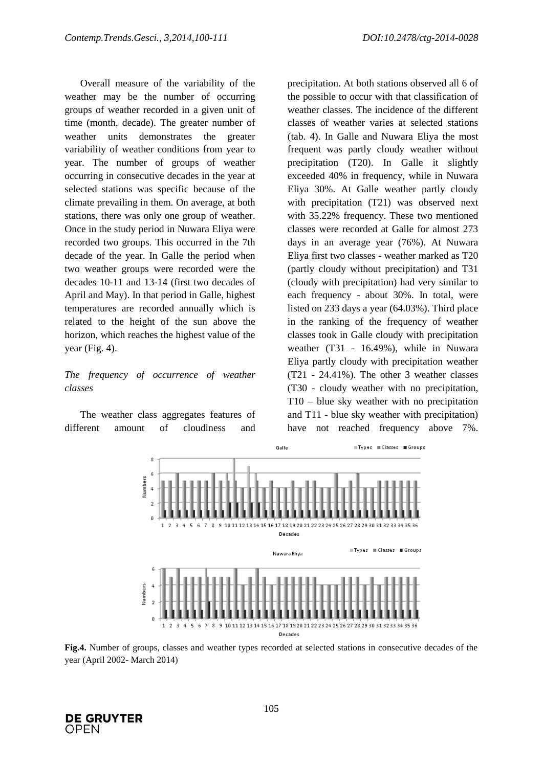Overall measure of the variability of the weather may be the number of occurring groups of weather recorded in a given unit of time (month, decade). The greater number of weather units demonstrates the greater variability of weather conditions from year to year. The number of groups of weather occurring in consecutive decades in the year at selected stations was specific because of the climate prevailing in them. On average, at both stations, there was only one group of weather. Once in the study period in Nuwara Eliya were recorded two groups. This occurred in the 7th decade of the year. In Galle the period when two weather groups were recorded were the decades 10-11 and 13-14 (first two decades of April and May). In that period in Galle, highest temperatures are recorded annually which is related to the height of the sun above the horizon, which reaches the highest value of the year (Fig. 4).

*The frequency of occurrence of weather classes*

The weather class aggregates features of different amount of cloudiness and precipitation. At both stations observed all 6 of the possible to occur with that classification of weather classes. The incidence of the different classes of weather varies at selected stations (tab. 4). In Galle and Nuwara Eliya the most frequent was partly cloudy weather without precipitation (T20). In Galle it slightly exceeded 40% in frequency, while in Nuwara Eliya 30%. At Galle weather partly cloudy with precipitation (T21) was observed next with 35.22% frequency. These two mentioned classes were recorded at Galle for almost 273 days in an average year (76%). At Nuwara Eliya first two classes - weather marked as T20 (partly cloudy without precipitation) and T31 (cloudy with precipitation) had very similar to each frequency - about 30%. In total, were listed on 233 days a year (64.03%). Third place in the ranking of the frequency of weather classes took in Galle cloudy with precipitation weather (T31 - 16.49%), while in Nuwara Eliya partly cloudy with precipitation weather (T21 - 24.41%). The other 3 weather classes (T30 - cloudy weather with no precipitation, T10 – blue sky weather with no precipitation and T11 - blue sky weather with precipitation) have not reached frequency above 7%.

**Fig.4.** Number of groups, classes and weather types recorded at selected stations in consecutive decades of the year (April 2002- March 2014)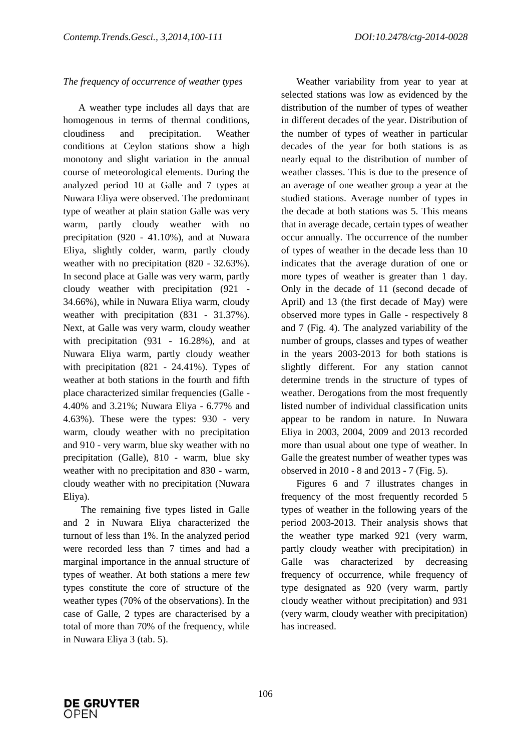*The frequency of occurrence of weather types*

A weather type includes all days that are homogenous in terms of thermal conditions, cloudiness and precipitation. Weather conditions at Ceylon stations show a high monotony and slight variation in the annual course of meteorological elements. During the analyzed period 10 at Galle and 7 types at Nuwara Eliya were observed. The predominant type of weather at plain station Galle was very warm, partly cloudy weather with no precipitation (920 - 41.10%), and at Nuwara Eliya, slightly colder, warm, partly cloudy weather with no precipitation (820 - 32.63%). In second place at Galle was very warm, partly cloudy weather with precipitation (921 - 34.66%), while in Nuwara Eliya warm, cloudy weather with precipitation (831 - 31.37%). Next, at Galle was very warm, cloudy weather with precipitation (931 - 16.28%), and at Nuwara Eliya warm, partly cloudy weather with precipitation (821 - 24.41%). Types of weather at both stations in the fourth and fifth place characterized similar frequencies (Galle - 4.40% and 3.21%; Nuwara Eliya - 6.77% and 4.63%). These were the types: 930 - very warm, cloudy weather with no precipitation and 910 - very warm, blue sky weather with no precipitation (Galle), 810 - warm, blue sky weather with no precipitation and 830 - warm, cloudy weather with no precipitation (Nuwara Eliya).

The remaining five types listed in Galle and 2 in Nuwara Eliya characterized the turnout of less than 1%. In the analyzed period were recorded less than 7 times and had a marginal importance in the annual structure of types of weather. At both stations a mere few types constitute the core of structure of the weather types (70% of the observations). In the case of Galle, 2 types are characterised by a total of more than 70% of the frequency, while in Nuwara Eliya 3 (tab. 5).

Weather variability from year to year at selected stations was low as evidenced by the distribution of the number of types of weather in different decades of the year. Distribution of the number of types of weather in particular decades of the year for both stations is as nearly equal to the distribution of number of weather classes. This is due to the presence of an average of one weather group a year at the studied stations. Average number of types in the decade at both stations was 5. This means that in average decade, certain types of weather occur annually. The occurrence of the number of types of weather in the decade less than 10 indicates that the average duration of one or more types of weather is greater than 1 day. Only in the decade of 11 (second decade of April) and 13 (the first decade of May) were observed more types in Galle - respectively 8 and 7 (Fig. 4). The analyzed variability of the number of groups, classes and types of weather in the years 2003-2013 for both stations is slightly different. For any station cannot determine trends in the structure of types of weather. Derogations from the most frequently listed number of individual classification units appear to be random in nature. In Nuwara Eliya in 2003, 2004, 2009 and 2013 recorded more than usual about one type of weather. In Galle the greatest number of weather types was observed in 2010 - 8 and 2013 - 7 (Fig. 5).

Figures 6 and 7 illustrates changes in frequency of the most frequently recorded 5 types of weather in the following years of the period 2003-2013. Their analysis shows that the weather type marked 921 (very warm, partly cloudy weather with precipitation) in Galle was characterized by decreasing frequency of occurrence, while frequency of type designated as 920 (very warm, partly cloudy weather without precipitation) and 931 (very warm, cloudy weather with precipitation) has increased.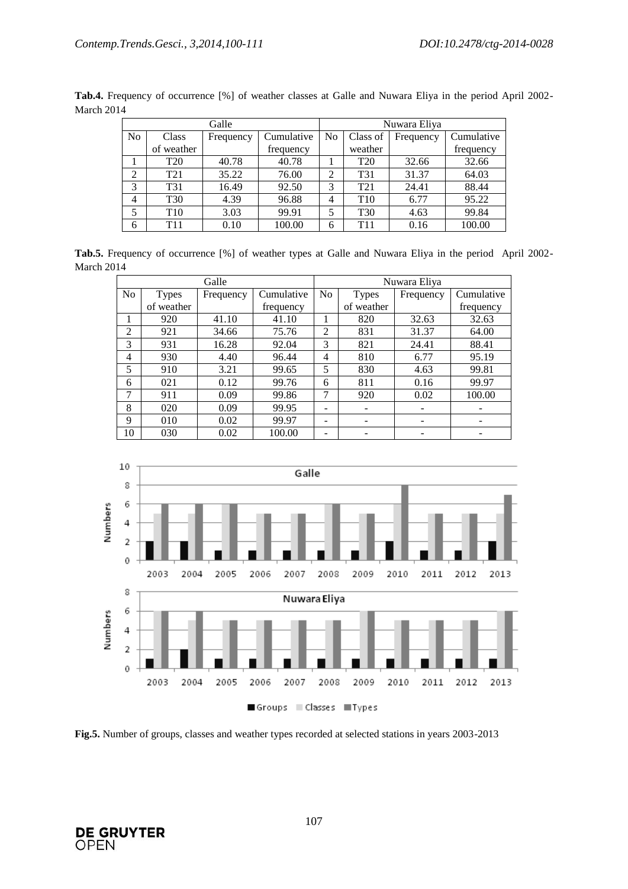**Tab.4.** Frequency of occurrence [%] of weather classes at Galle and Nuwara Eliya in the period April 2002-March 2014

| Galle | | | | Nuwara Eliya | | | |
|---|---|---|---|---|---|---|---|
| No | Class of weather | Frequency | Cumulative frequency | No | Class of weather | Frequency | Cumulative frequency |
| 1 | T20 | 40.78 | 40.78 | 1 | T20 | 32.66 | 32.66 |
| 2 | T21 | 35.22 | 76.00 | 2 | T31 | 31.37 | 64.03 |
| 3 | T31 | 16.49 | 92.50 | 3 | T21 | 24.41 | 88.44 |
| 4 | T30 | 4.39 | 96.88 | 4 | T10 | 6.77 | 95.22 |
| 5 | T10 | 3.03 | 99.91 | 5 | T30 | 4.63 | 99.84 |
| 6 | T11 | 0.10 | 100.00 | 6 | T11 | 0.16 | 100.00 |

**Tab.5.** Frequency of occurrence [%] of weather types at Galle and Nuwara Eliya in the period April 2002-March 2014

| Galle | | | | Nuwara Eliya | | | |
|---|---|---|---|---|---|---|---|
| No | Types of weather | Frequency | Cumulative frequency | No | Types of weather | Frequency | Cumulative frequency |
| 1 | 920 | 41.10 | 41.10 | 1 | 820 | 32.63 | 32.63 |
| 2 | 921 | 34.66 | 75.76 | 2 | 831 | 31.37 | 64.00 |
| 3 | 931 | 16.28 | 92.04 | 3 | 821 | 24.41 | 88.41 |
| 4 | 930 | 4.40 | 96.44 | 4 | 810 | 6.77 | 95.19 |
| 5 | 910 | 3.21 | 99.65 | 5 | 830 | 4.63 | 99.81 |
| 6 | 021 | 0.12 | 99.76 | 6 | 811 | 0.16 | 99.97 |
| 7 | 911 | 0.09 | 99.86 | 7 | 920 | 0.02 | 100.00 |
| 8 | 020 | 0.09 | 99.95 | - | - | - | - |
| 9 | 010 | 0.02 | 99.97 | - | - | - | - |
| 10 | 030 | 0.02 | 100.00 | - | - | - | - |

**Fig.5.** Number of groups, classes and weather types recorded at selected stations in years 2003-2013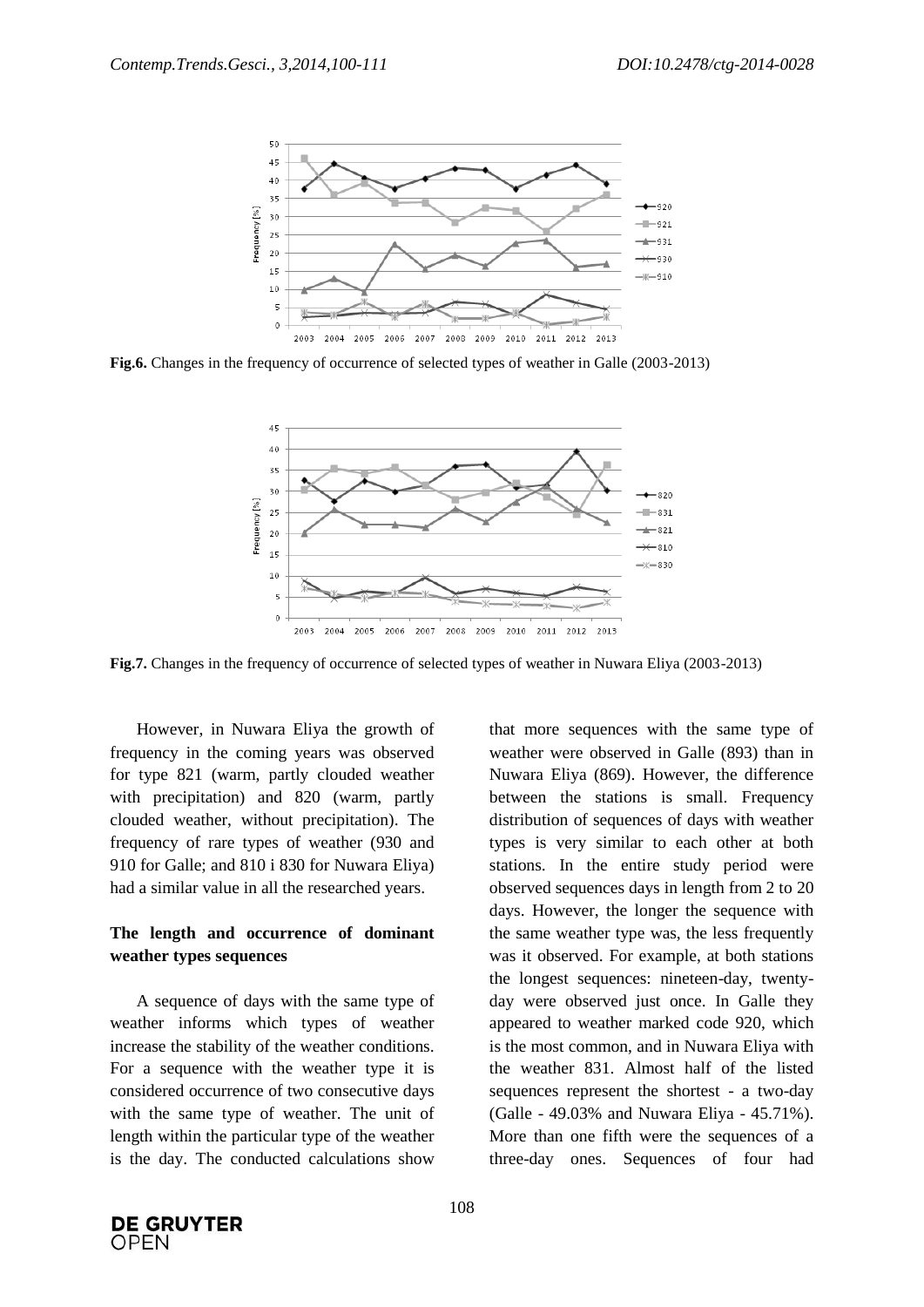Fig.6. Changes in the frequency of occurrence of selected types of weather in Galle (2003-2013)

Fig.7. Changes in the frequency of occurrence of selected types of weather in Nuwara Eliya (2003-2013)

However, in Nuwara Eliya the growth of frequency in the coming years was observed for type 821 (warm, partly clouded weather with precipitation) and 820 (warm, partly clouded weather, without precipitation). The frequency of rare types of weather (930 and 910 for Galle; and 810 i 830 for Nuwara Eliya) had a similar value in all the researched years.

### The length and occurrence of dominant weather types sequences

A sequence of days with the same type of weather informs which types of weather increase the stability of the weather conditions. For a sequence with the weather type it is considered occurrence of two consecutive days with the same type of weather. The unit of length within the particular type of the weather is the day. The conducted calculations show that more sequences with the same type of weather were observed in Galle (893) than in Nuwara Eliya (869). However, the difference between the stations is small. Frequency distribution of sequences of days with weather types is very similar to each other at both stations. In the entire study period were observed sequences days in length from 2 to 20 days. However, the longer the sequence with the same weather type was, the less frequently was it observed. For example, at both stations the longest sequences: nineteen-day, twenty-day were observed just once. In Galle they appeared to weather marked code 920, which is the most common, and in Nuwara Eliya with the weather 831. Almost half of the listed sequences represent the shortest - a two-day (Galle - 49.03% and Nuwara Eliya - 45.71%). More than one fifth were the sequences of a three-day ones. Sequences of four had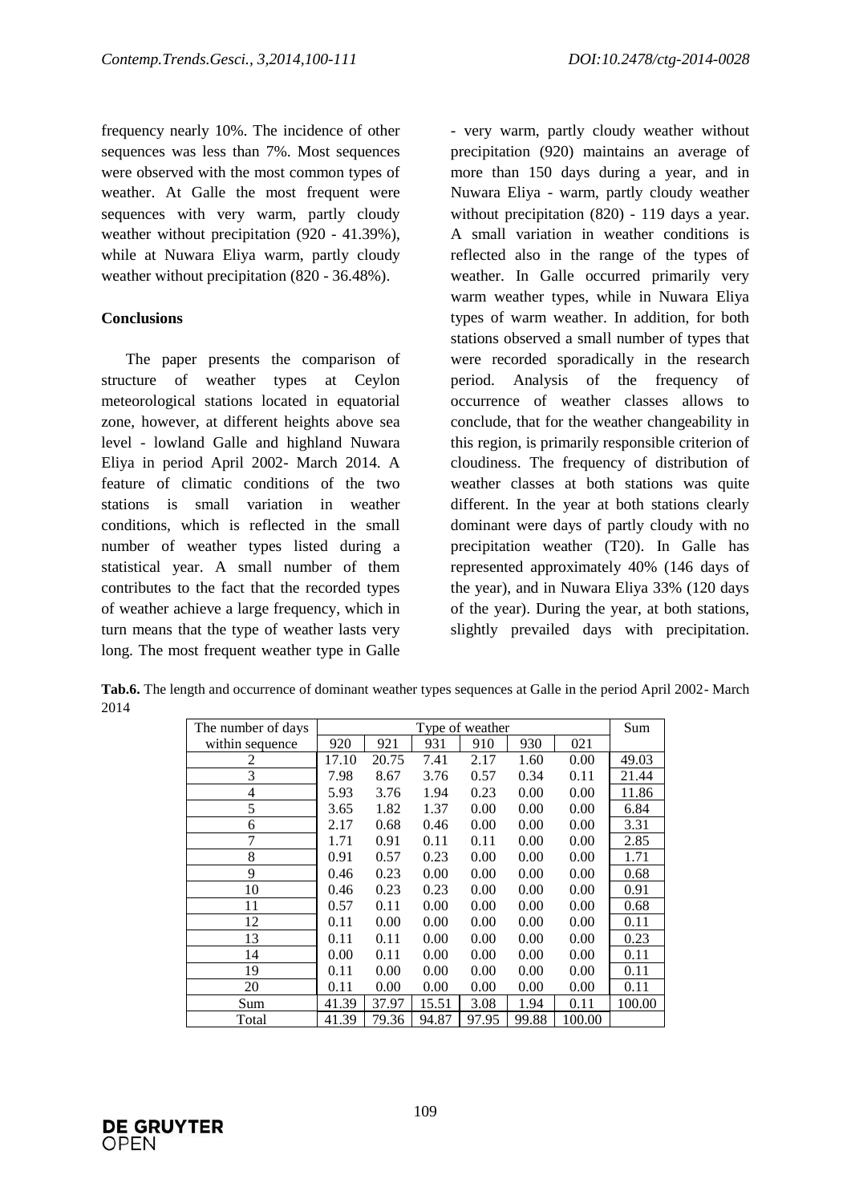frequency nearly 10%. The incidence of other sequences was less than 7%. Most sequences were observed with the most common types of weather. At Galle the most frequent were sequences with very warm, partly cloudy weather without precipitation (920 - 41.39%), while at Nuwara Eliya warm, partly cloudy weather without precipitation (820 - 36.48%).

## Conclusions

The paper presents the comparison of structure of weather types at Ceylon meteorological stations located in equatorial zone, however, at different heights above sea level - lowland Galle and highland Nuwara Eliya in period April 2002- March 2014. A feature of climatic conditions of the two stations is small variation in weather conditions, which is reflected in the small number of weather types listed during a statistical year. A small number of them contributes to the fact that the recorded types of weather achieve a large frequency, which in turn means that the type of weather lasts very long. The most frequent weather type in Galle - very warm, partly cloudy weather without precipitation (920) maintains an average of more than 150 days during a year, and in Nuwara Eliya - warm, partly cloudy weather without precipitation (820) - 119 days a year. A small variation in weather conditions is reflected also in the range of the types of weather. In Galle occurred primarily very warm weather types, while in Nuwara Eliya types of warm weather. In addition, for both stations observed a small number of types that were recorded sporadically in the research period. Analysis of the frequency of occurrence of weather classes allows to conclude, that for the weather changeability in this region, is primarily responsible criterion of cloudiness. The frequency of distribution of weather classes at both stations was quite different. In the year at both stations clearly dominant were days of partly cloudy with no precipitation weather (T20). In Galle has represented approximately 40% (146 days of the year), and in Nuwara Eliya 33% (120 days of the year). During the year, at both stations, slightly prevailed days with precipitation.

**Tab.6.** The length and occurrence of dominant weather types sequences at Galle in the period April 2002- March 2014

| The number of days within sequence | Type of weather | | | | | | Sum |
|---|---|---|---|---|---|---|---|
| | 920 | 921 | 931 | 910 | 930 | 021 | |
| 2 | 17.10 | 20.75 | 7.41 | 2.17 | 1.60 | 0.00 | 49.03 |
| 3 | 7.98 | 8.67 | 3.76 | 0.57 | 0.34 | 0.11 | 21.44 |
| 4 | 5.93 | 3.76 | 1.94 | 0.23 | 0.00 | 0.00 | 11.86 |
| 5 | 3.65 | 1.82 | 1.37 | 0.00 | 0.00 | 0.00 | 6.84 |
| 6 | 2.17 | 0.68 | 0.46 | 0.00 | 0.00 | 0.00 | 3.31 |
| 7 | 1.71 | 0.91 | 0.11 | 0.11 | 0.00 | 0.00 | 2.85 |
| 8 | 0.91 | 0.57 | 0.23 | 0.00 | 0.00 | 0.00 | 1.71 |
| 9 | 0.46 | 0.23 | 0.00 | 0.00 | 0.00 | 0.00 | 0.68 |
| 10 | 0.46 | 0.23 | 0.23 | 0.00 | 0.00 | 0.00 | 0.91 |
| 11 | 0.57 | 0.11 | 0.00 | 0.00 | 0.00 | 0.00 | 0.68 |
| 12 | 0.11 | 0.00 | 0.00 | 0.00 | 0.00 | 0.00 | 0.11 |
| 13 | 0.11 | 0.11 | 0.00 | 0.00 | 0.00 | 0.00 | 0.23 |
| 14 | 0.00 | 0.11 | 0.00 | 0.00 | 0.00 | 0.00 | 0.11 |
| 19 | 0.11 | 0.00 | 0.00 | 0.00 | 0.00 | 0.00 | 0.11 |
| 20 | 0.11 | 0.00 | 0.00 | 0.00 | 0.00 | 0.00 | 0.11 |
| Sum | 41.39 | 37.97 | 15.51 | 3.08 | 1.94 | 0.11 | 100.00 |
| Total | 41.39 | 79.36 | 94.87 | 97.95 | 99.88 | 100.00 | |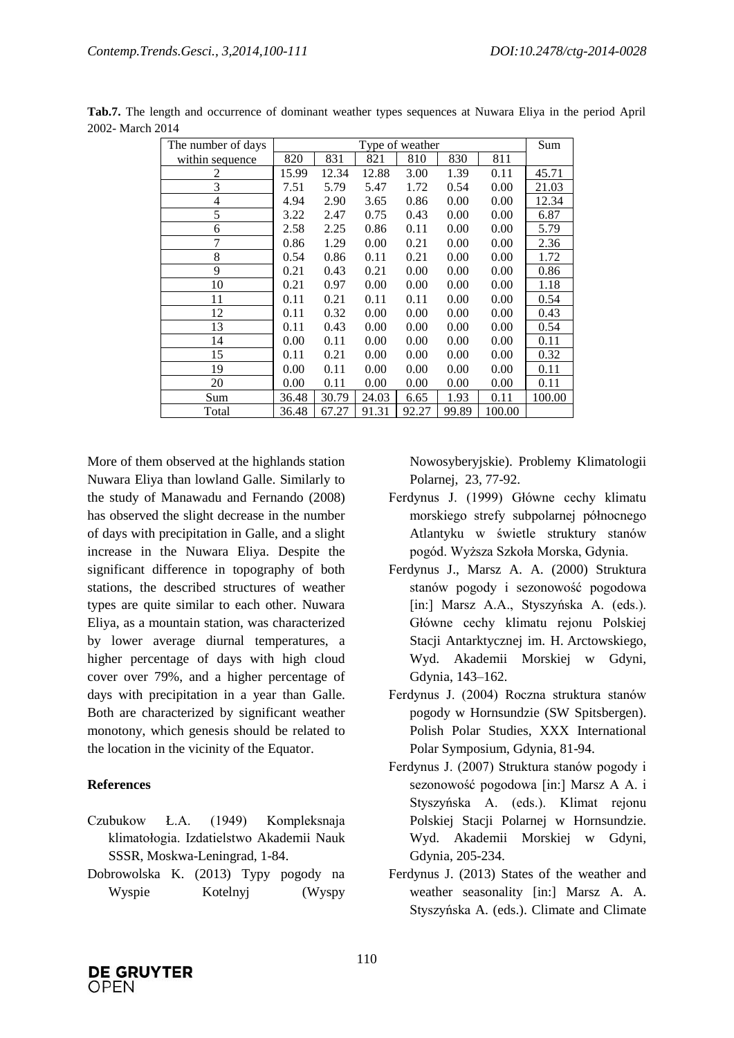**Tab.7.** The length and occurrence of dominant weather types sequences at Nuwara Eliya in the period April 2002- March 2014

| The number of days within sequence | Type of weather | | | | | | Sum |
|---|---|---|---|---|---|---|---|
| | 820 | 831 | 821 | 810 | 830 | 811 | |
| 2 | 15.99 | 12.34 | 12.88 | 3.00 | 1.39 | 0.11 | 45.71 |
| 3 | 7.51 | 5.79 | 5.47 | 1.72 | 0.54 | 0.00 | 21.03 |
| 4 | 4.94 | 2.90 | 3.65 | 0.86 | 0.00 | 0.00 | 12.34 |
| 5 | 3.22 | 2.47 | 0.75 | 0.43 | 0.00 | 0.00 | 6.87 |
| 6 | 2.58 | 2.25 | 0.86 | 0.11 | 0.00 | 0.00 | 5.79 |
| 7 | 0.86 | 1.29 | 0.00 | 0.21 | 0.00 | 0.00 | 2.36 |
| 8 | 0.54 | 0.86 | 0.11 | 0.21 | 0.00 | 0.00 | 1.72 |
| 9 | 0.21 | 0.43 | 0.21 | 0.00 | 0.00 | 0.00 | 0.86 |
| 10 | 0.21 | 0.97 | 0.00 | 0.00 | 0.00 | 0.00 | 1.18 |
| 11 | 0.11 | 0.21 | 0.11 | 0.11 | 0.00 | 0.00 | 0.54 |
| 12 | 0.11 | 0.32 | 0.00 | 0.00 | 0.00 | 0.00 | 0.43 |
| 13 | 0.11 | 0.43 | 0.00 | 0.00 | 0.00 | 0.00 | 0.54 |
| 14 | 0.00 | 0.11 | 0.00 | 0.00 | 0.00 | 0.00 | 0.11 |
| 15 | 0.11 | 0.21 | 0.00 | 0.00 | 0.00 | 0.00 | 0.32 |
| 19 | 0.00 | 0.11 | 0.00 | 0.00 | 0.00 | 0.00 | 0.11 |
| 20 | 0.00 | 0.11 | 0.00 | 0.00 | 0.00 | 0.00 | 0.11 |
| Sum | 36.48 | 30.79 | 24.03 | 6.65 | 1.93 | 0.11 | 100.00 |
| Total | 36.48 | 67.27 | 91.31 | 92.27 | 99.89 | 100.00 | |

More of them observed at the highlands station Nuwara Eliya than lowland Galle. Similarly to the study of Manawadu and Fernando (2008) has observed the slight decrease in the number of days with precipitation in Galle, and a slight increase in the Nuwara Eliya. Despite the significant difference in topography of both stations, the described structures of weather types are quite similar to each other. Nuwara Eliya, as a mountain station, was characterized by lower average diurnal temperatures, a higher percentage of days with high cloud cover over 79%, and a higher percentage of days with precipitation in a year than Galle. Both are characterized by significant weather monotony, which genesis should be related to the location in the vicinity of the Equator.

## References

Czubukow Ł.A. (1949) Kompleksnaja klimatołogia. Izdatielstwo Akademii Nauk SSSR, Moskwa-Leningrad, 1-84.

Dobrowolska K. (2013) Typy pogody na Wyspie Kotelnyj (Wyspy Nowosyberyjskie). Problemy Klimatologii Polarnej, 23, 77-92.

Ferdynus J. (1999) Główne cechy klimatu morskiego strefy subpolarnej północnego Atlantyku w świetle struktury stanów pogód. Wyższa Szkoła Morska, Gdynia.

Ferdynus J., Marsz A. A. (2000) Struktura stanów pogody i sezonowość pogodowa [in:] Marsz A.A., Styszyńska A. (eds.). Główne cechy klimatu rejonu Polskiej Stacji Antarktycznej im. H. Arctowskiego, Wyd. Akademii Morskiej w Gdyni, Gdynia, 143–162.

Ferdynus J. (2004) Roczna struktura stanów pogody w Hornsundzie (SW Spitsbergen). Polish Polar Studies, XXX International Polar Symposium, Gdynia, 81-94.

Ferdynus J. (2007) Struktura stanów pogody i sezonowość pogodowa [in:] Marsz A A. i Styszyńska A. (eds.). Klimat rejonu Polskiej Stacji Polarnej w Hornsundzie. Wyd. Akademii Morskiej w Gdyni, Gdynia, 205-234.

Ferdynus J. (2013) States of the weather and weather seasonality [in:] Marsz A. A. Styszyńska A. (eds.). Climate and Climate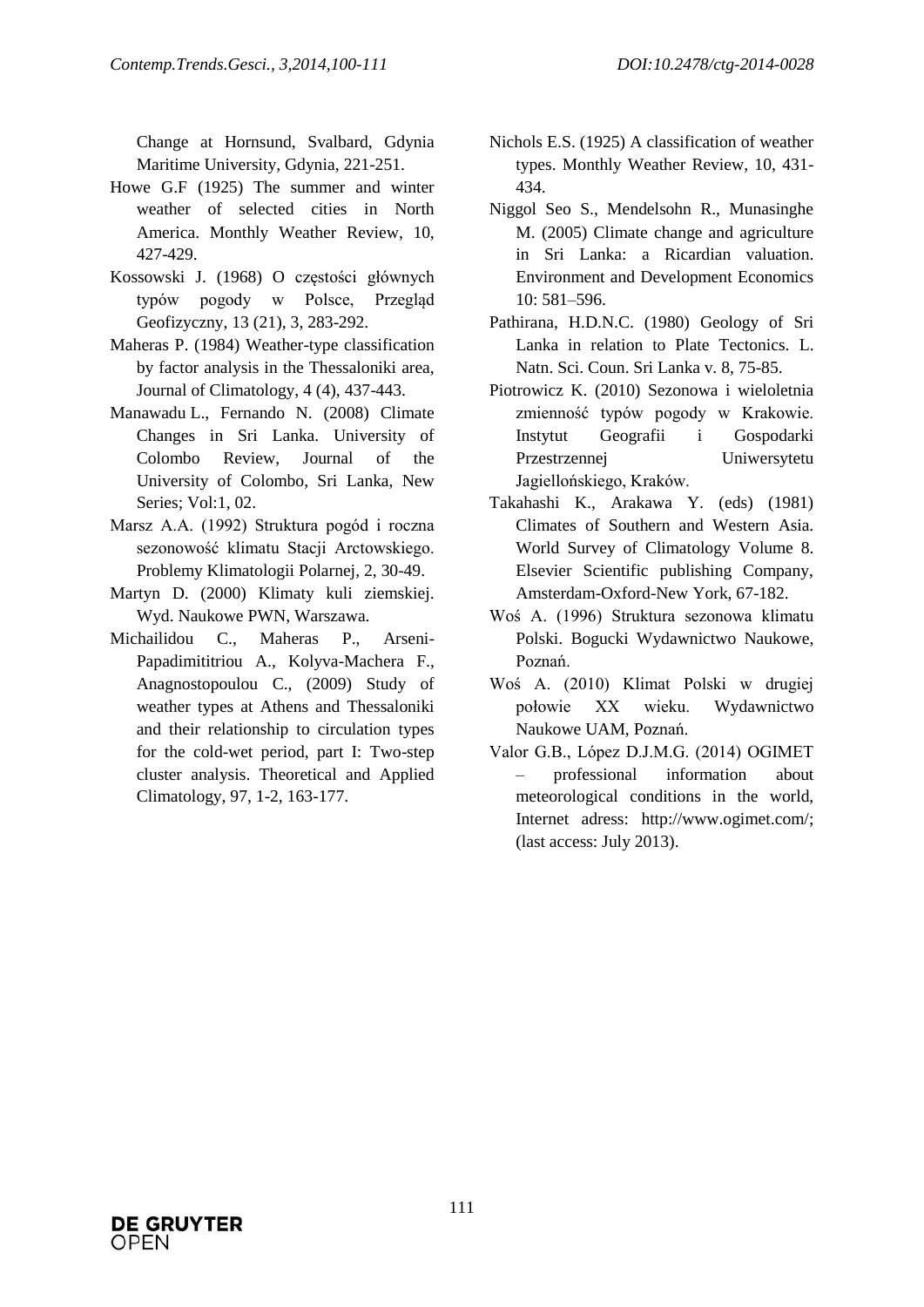Change at Hornsund, Svalbard, Gdynia Maritime University, Gdynia, 221-251.

Howe G.F (1925) The summer and winter weather of selected cities in North America. Monthly Weather Review, 10, 427-429.

Kossowski J. (1968) O częstości głównych typów pogody w Polsce, Przegląd Geofizyczny, 13 (21), 3, 283-292.

Maheras P. (1984) Weather-type classification by factor analysis in the Thessaloniki area, Journal of Climatology, 4 (4), 437-443.

Manawadu L., Fernando N. (2008) Climate Changes in Sri Lanka. University of Colombo Review, Journal of the University of Colombo, Sri Lanka, New Series; Vol:1, 02.

Marsz A.A. (1992) Struktura pogód i roczna sezonowość klimatu Stacji Arctowskiego. Problemy Klimatologii Polarnej, 2, 30-49.

Martyn D. (2000) Klimaty kuli ziemskiej. Wyd. Naukowe PWN, Warszawa.

Michailidou C., Maheras P., Arseni-Papadimititriou A., Kolyva-Machera F., Anagnostopoulou C., (2009) Study of weather types at Athens and Thessaloniki and their relationship to circulation types for the cold-wet period, part I: Two-step cluster analysis. Theoretical and Applied Climatology, 97, 1-2, 163-177.

Nichols E.S. (1925) A classification of weather types. Monthly Weather Review, 10, 431-434.

Niggol Seo S., Mendelsohn R., Munasinghe M. (2005) Climate change and agriculture in Sri Lanka: a Ricardian valuation. Environment and Development Economics 10: 581–596.

Pathirana, H.D.N.C. (1980) Geology of Sri Lanka in relation to Plate Tectonics. L. Natn. Sci. Coun. Sri Lanka v. 8, 75-85.

Piotrowicz K. (2010) Sezonowa i wieloletnia zmienność typów pogody w Krakowie. Instytut Geografii i Gospodarki Przestrzennej Uniwersytetu Jagiellońskiego, Kraków.

Takahashi K., Arakawa Y. (eds) (1981) Climates of Southern and Western Asia. World Survey of Climatology Volume 8. Elsevier Scientific publishing Company, Amsterdam-Oxford-New York, 67-182.

Woś A. (1996) Struktura sezonowa klimatu Polski. Bogucki Wydawnictwo Naukowe, Poznań.

Woś A. (2010) Klimat Polski w drugiej połowie XX wieku. Wydawnictwo Naukowe UAM, Poznań.

Valor G.B., López D.J.M.G. (2014) OGIMET – professional information about meteorological conditions in the world, Internet adress: http://www.ogimet.com/; (last access: July 2013).